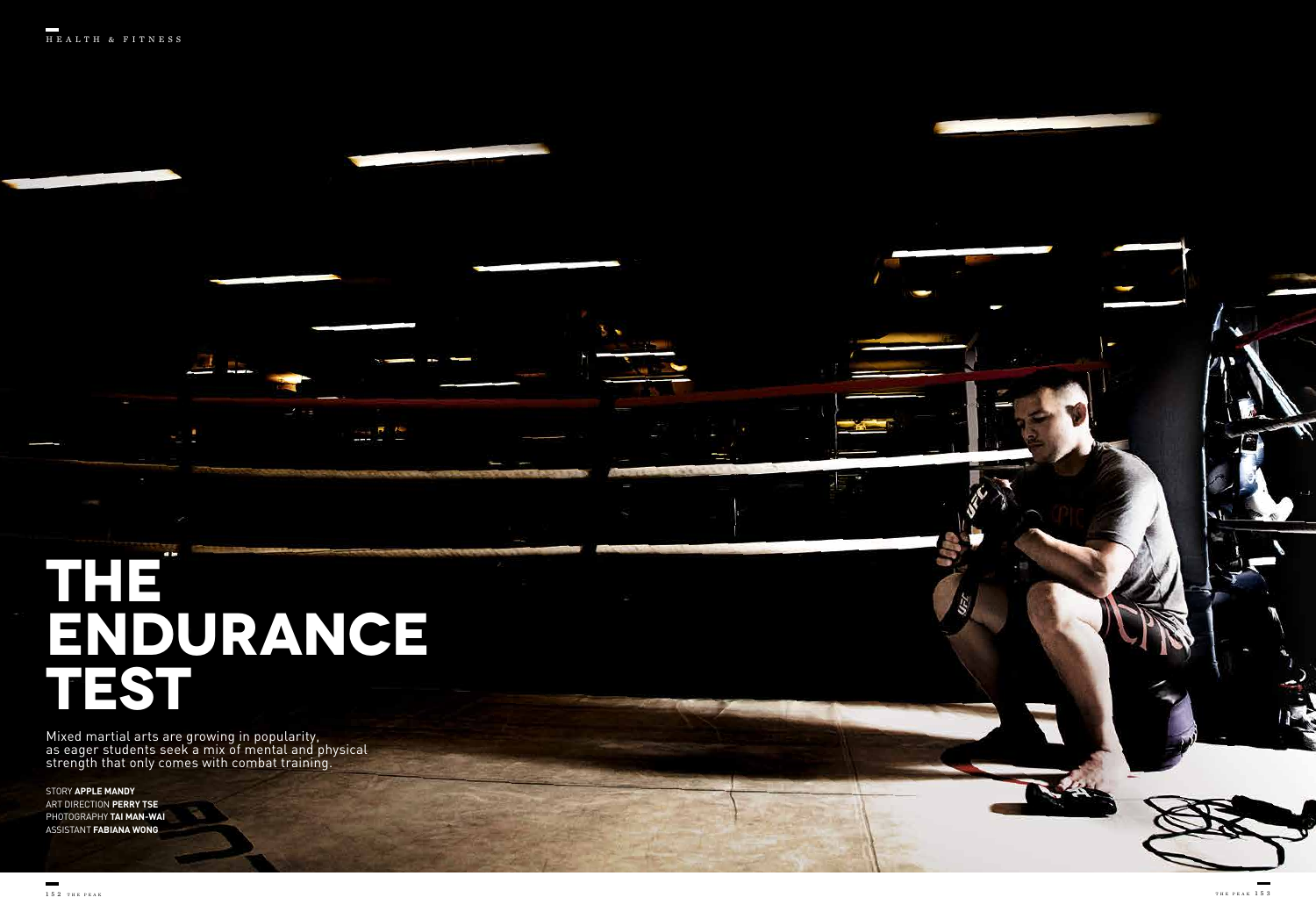# THE ENDURANCE TEST

Mixed martial arts are growing in popularity, as eager students seek a mix of mental and physical strength that only comes with combat training.

STORY **APPLE MANDY**
ART DIRECTION **PERRY TSE**
PHOTOGRAPHY **TAI MAN-WAI**
ASSISTANT **FABIANA WONG**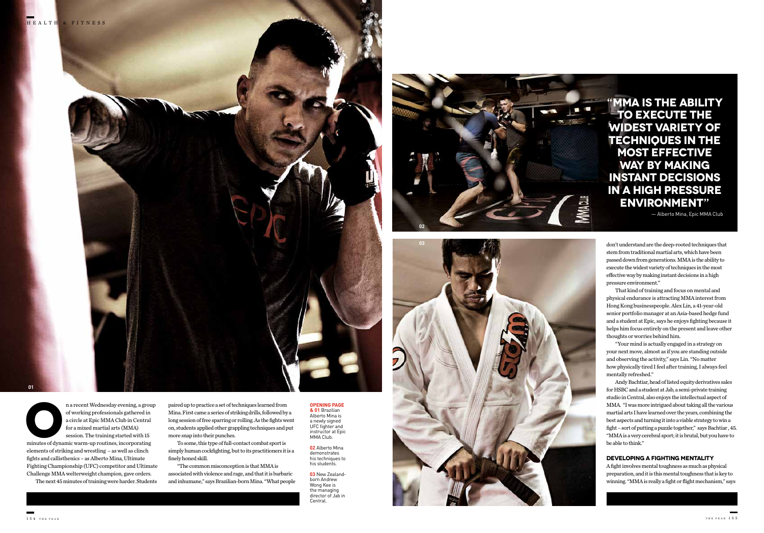On a recent Wednesday evening, a group of working professionals gathered in a circle at Epic MMA Club in Central for a mixed martial arts (MMA) session. The training started with 15 minutes of dynamic warm-up routines, incorporating elements of striking and wrestling – as well as clinch fights and callisthenics – as Alberto Mina, Ultimate Fighting Championship (UFC) competitor and Ultimate Challenge MMA welterweight champion, gave orders.

The next 45 minutes of training were harder. Students paired up to practice a set of techniques learned from Mina. First came a series of striking drills, followed by a long session of free sparring or rolling. As the fights went on, students applied other grappling techniques and put more snap into their punches.

To some, this type of full-contact combat sport is simply human cockfighting, but to its practitioners it is a finely honed skill.

"The common misconception is that MMA is associated with violence and rage, and that it is barbaric and inhumane," says Brazilian-born Mina. "What people don't understand are the deep-rooted techniques that stem from traditional martial arts, which have been passed down from generations. MMA is the ability to execute the widest variety of techniques in the most effective way by making instant decisions in a high pressure environment."

That kind of training and focus on mental and physical endurance is attracting MMA interest from Hong Kong businesspeople. Alex Lin, a 41-year-old senior portfolio manager at an Asia-based hedge fund and a student at Epic, says he enjoys fighting because it helps him focus entirely on the present and leave other thoughts or worries behind him.

"Your mind is actually engaged in a strategy on your next move, almost as if you are standing outside and observing the activity," says Lin. "No matter how physically tired I feel after training, I always feel mentally refreshed."

Andy Bachtiar, head of listed equity derivatives sales for HSBC and a student at Jab, a semi-private training studio in Central, also enjoys the intellectual aspect of MMA. "I was more intrigued about taking all the various martial arts I have learned over the years, combining the best aspects and turning it into a viable strategy to win a fight – sort of putting a puzzle together," says Bachtiar, 45. "MMA is a very cerebral sport; it is brutal, but you have to be able to think."

## DEVELOPING A FIGHTING MENTALITY

A fight involves mental toughness as much as physical preparation, and it is this mental toughness that is key to winning. "MMA is really a fight or flight mechanism," says

**"MMA IS THE ABILITY TO EXECUTE THE WIDEST VARIETY OF TECHNIQUES IN THE MOST EFFECTIVE WAY BY MAKING INSTANT DECISIONS IN A HIGH PRESSURE ENVIRONMENT"**

— Alberto Mina, Epic MMA Club

**OPENING PAGE & 01** Brazilian Alberto Mina is a newly signed UFC fighter and instructor at Epic MMA Club.

**02** Alberto Mina demonstrates his techniques to his students.

**03** New Zealand-born Andrew Wong Kee is the managing director of Jab in Central.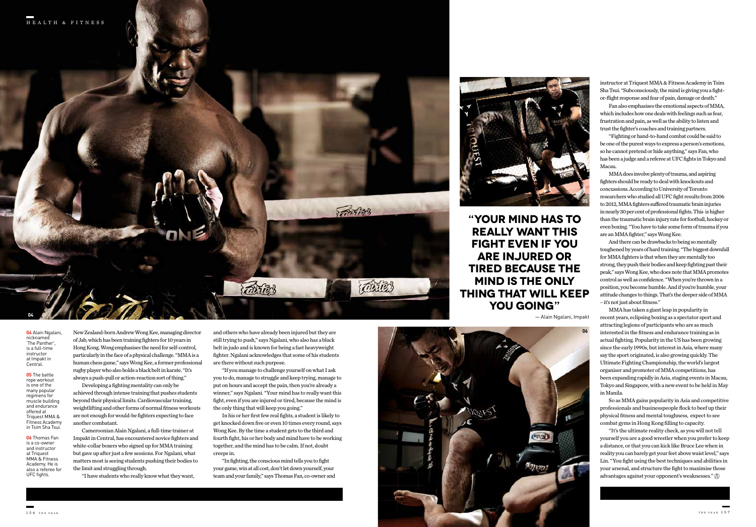**04** Alain Ngalani, nicknamed 'The Panther', is a full-time instructor at Impakt in Central.

**05** The battle rope workout is one of the many popular regimens for muscle building and endurance offered at Triquest MMA & Fitness Academy in Tsim Sha Tsui.

**06** Thomas Fan is a co-owner and instructor at Triquest MMA & Fitness Academy. He is also a referee for UFC fights.

New Zealand-born Andrew Wong Kee, managing director of Jab, which has been training fighters for 10 years in Hong Kong. Wong emphasises the need for self-control, particularly in the face of a physical challenge. "MMA is a human chess game," says Wong Kee, a former professional rugby player who also holds a black belt in karate. "It's always a push-pull or action-reaction sort of thing."

Developing a fighting mentality can only be achieved through intense training that pushes students beyond their physical limits. Cardiovascular training, weightlifting and other forms of normal fitness workouts are not enough for would-be fighters expecting to face another combatant.

Cameroonian Alain Ngalani, a full-time trainer at Impakt in Central, has encountered novice fighters and white-collar boxers who signed up for MMA training but gave up after just a few sessions. For Ngalani, what matters most is seeing students pushing their bodies to the limit and struggling through.

"I have students who really know what they want, and others who have already been injured but they are still trying to push," says Ngalani, who also has a black belt in judo and is known for being a fast heavyweight fighter. Ngalani acknowledges that some of his students are there without such purpose.

"If you manage to challenge yourself on what I ask you to do, manage to struggle and keep trying, manage to put on hours and accept the pain, then you're already a winner," says Ngalani. "Your mind has to really want this fight, even if you are injured or tired, because the mind is the only thing that will keep you going."

In his or her first few real fights, a student is likely to get knocked down five or even 10 times every round, says Wong Kee. By the time a student gets to the third and fourth fight, his or her body and mind have to be working together, and the mind has to be calm. If not, doubt creeps in.

"In fighting, the conscious mind tells you to fight your game, win at all cost, don't let down yourself, your team and your family," says Thomas Fan, co-owner and instructor at Triquest MMA & Fitness Academy in Tsim Sha Tsui. "Subconsciously, the mind is giving you a fight-or-flight response and fear of pain, damage or death."

> **"YOUR MIND HAS TO REALLY WANT THIS FIGHT EVEN IF YOU ARE INJURED OR TIRED BECAUSE THE MIND IS THE ONLY THING THAT WILL KEEP YOU GOING"**
>
> — Alain Ngalani, Impakt

Fan also emphasises the emotional aspects of MMA, which includes how one deals with feelings such as fear, frustration and pain, as well as the ability to listen and trust the fighter's coaches and training partners.

"Fighting or hand-to-hand combat could be said to be one of the purest ways to express a person's emotions, so he cannot pretend or hide anything," says Fan, who has been a judge and a referee at UFC fights in Tokyo and Macau.

MMA does involve plenty of trauma, and aspiring fighters should be ready to deal with knockouts and concussions. According to University of Toronto researchers who studied all UFC fight results from 2006 to 2012, MMA fighters suffered traumatic brain injuries in nearly 30 per cent of professional fights. This is higher than the traumatic brain injury rate for football, hockey or even boxing. "You have to take some form of trauma if you are an MMA fighter," says Wong Kee.

And there can be drawbacks to being so mentally toughened by years of hard training. "The biggest downfall for MMA fighters is that when they are mentally too strong, they push their bodies and keep fighting past their peak," says Wong Kee, who does note that MMA promotes control as well as confidence. "When you're thrown in a position, you become humble. And if you're humble, your attitude changes to things. That's the deeper side of MMA – it's not just about fitness."

MMA has taken a giant leap in popularity in recent years, eclipsing boxing as a spectator sport and attracting legions of participants who are as much interested in the fitness and endurance training as in actual fighting. Popularity in the US has been growing since the early 1990s, but interest in Asia, where many say the sport originated, is also growing quickly. The Ultimate Fighting Championship, the world's largest organiser and promoter of MMA competitions, has been expanding rapidly in Asia, staging events in Macau, Tokyo and Singapore, with a new event to be held in May in Manila.

So as MMA gains popularity in Asia and competitive professionals and businesspeople flock to beef up their physical fitness and mental toughness, expect to see combat gyms in Hong Kong filling to capacity.

"It's the ultimate reality check, as you will not tell yourself you are a good wrestler when you prefer to keep a distance, or that you can kick like Bruce Lee when in reality you can barely get your feet above waist level," says Lin. "You fight using the best techniques and abilities in your arsenal, and structure the fight to maximise those advantages against your opponent's weaknesses."